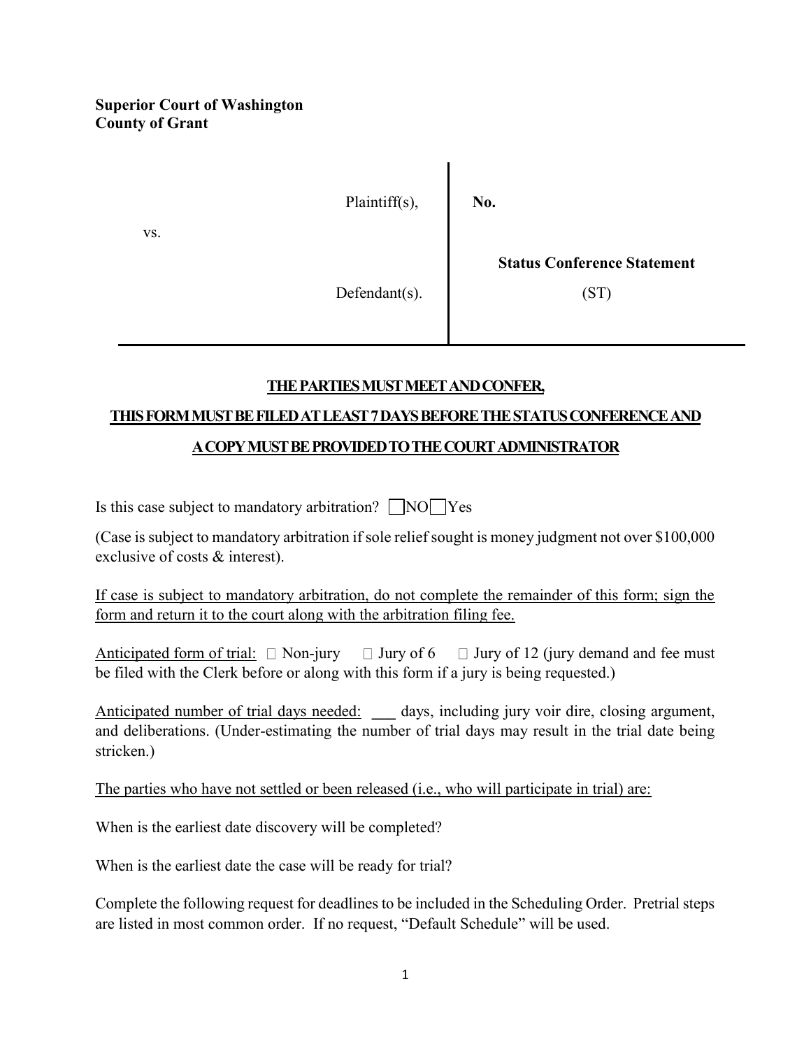**Superior Court of Washington**
**County of Grant**

| | |
|---|---|
| Plaintiff(s), | **No.** |
| vs. | |
| Defendant(s). | **Status Conference Statement** (ST) |

**THE PARTIES MUST MEET AND CONFER,**

**THIS FORM MUST BE FILED AT LEAST 7 DAYS BEFORE THE STATUS CONFERENCE AND**

**A COPY MUST BE PROVIDED TO THE COURT ADMINISTRATOR**

Is this case subject to mandatory arbitration? ☐ NO ☐ Yes

(Case is subject to mandatory arbitration if sole relief sought is money judgment not over $100,000 exclusive of costs & interest).

If case is subject to mandatory arbitration, do not complete the remainder of this form; sign the form and return it to the court along with the arbitration filing fee.

Anticipated form of trial: ☐ Non-jury ☐ Jury of 6 ☐ Jury of 12 (jury demand and fee must be filed with the Clerk before or along with this form if a jury is being requested.)

Anticipated number of trial days needed: \_\_\_ days, including jury voir dire, closing argument, and deliberations. (Under-estimating the number of trial days may result in the trial date being stricken.)

The parties who have not settled or been released (i.e., who will participate in trial) are:

When is the earliest date discovery will be completed?

When is the earliest date the case will be ready for trial?

Complete the following request for deadlines to be included in the Scheduling Order. Pretrial steps are listed in most common order. If no request, "Default Schedule" will be used.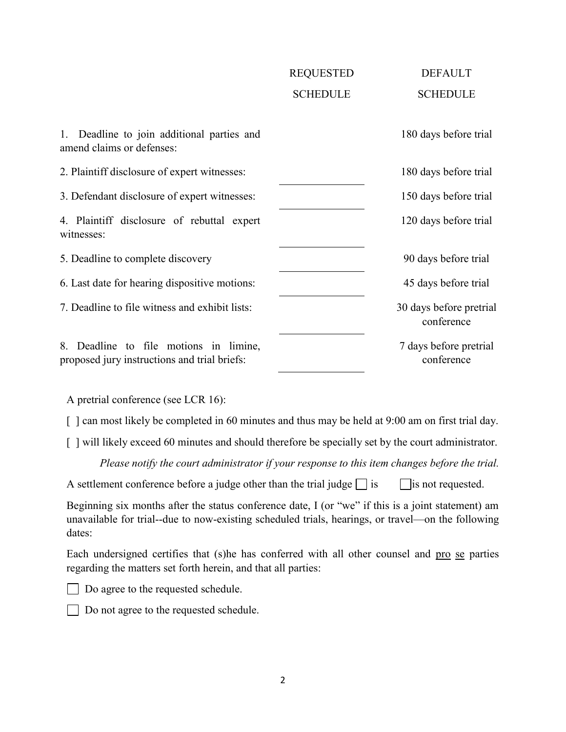| | REQUESTED SCHEDULE | DEFAULT SCHEDULE |
|---|---|---|
| 1. Deadline to join additional parties and amend claims or defenses: | | 180 days before trial |
| 2. Plaintiff disclosure of expert witnesses: | ______________ | 180 days before trial |
| 3. Defendant disclosure of expert witnesses: | ______________ | 150 days before trial |
| 4. Plaintiff disclosure of rebuttal expert witnesses: | ______________ | 120 days before trial |
| 5. Deadline to complete discovery | ______________ | 90 days before trial |
| 6. Last date for hearing dispositive motions: | ______________ | 45 days before trial |
| 7. Deadline to file witness and exhibit lists: | ______________ | 30 days before pretrial conference |
| 8. Deadline to file motions in limine, proposed jury instructions and trial briefs: | ______________ | 7 days before pretrial conference |

A pretrial conference (see LCR 16):

[ ] can most likely be completed in 60 minutes and thus may be held at 9:00 am on first trial day.

[ ] will likely exceed 60 minutes and should therefore be specially set by the court administrator.

*Please notify the court administrator if your response to this item changes before the trial.*

A settlement conference before a judge other than the trial judge ☐ is ☐ is not requested.

Beginning six months after the status conference date, I (or "we" if this is a joint statement) am unavailable for trial--due to now-existing scheduled trials, hearings, or travel—on the following dates:

Each undersigned certifies that (s)he has conferred with all other counsel and pro se parties regarding the matters set forth herein, and that all parties:

☐ Do agree to the requested schedule.

☐ Do not agree to the requested schedule.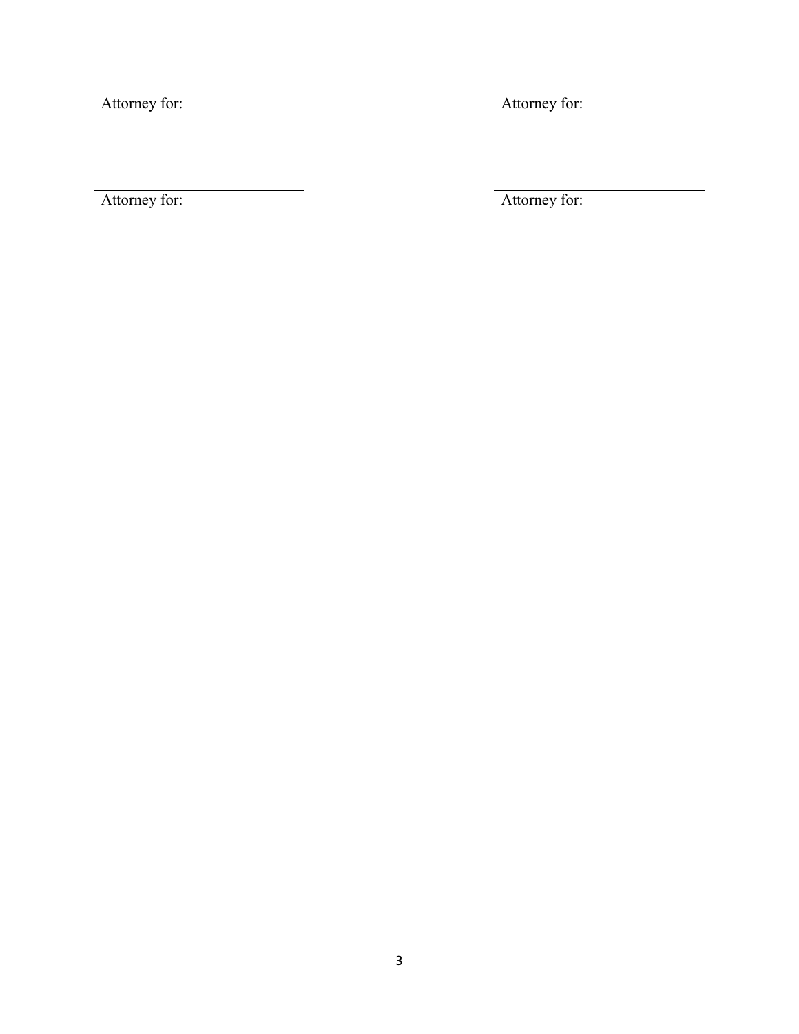\_\_\_\_\_\_\_\_\_\_\_\_\_\_\_\_\_\_\_\_\_\_\_\_\_\_\_\_\_\_\_\_
Attorney for:

\_\_\_\_\_\_\_\_\_\_\_\_\_\_\_\_\_\_\_\_\_\_\_\_\_\_\_\_\_\_\_\_
Attorney for:

\_\_\_\_\_\_\_\_\_\_\_\_\_\_\_\_\_\_\_\_\_\_\_\_\_\_\_\_\_\_\_\_
Attorney for:

\_\_\_\_\_\_\_\_\_\_\_\_\_\_\_\_\_\_\_\_\_\_\_\_\_\_\_\_\_\_\_\_
Attorney for: